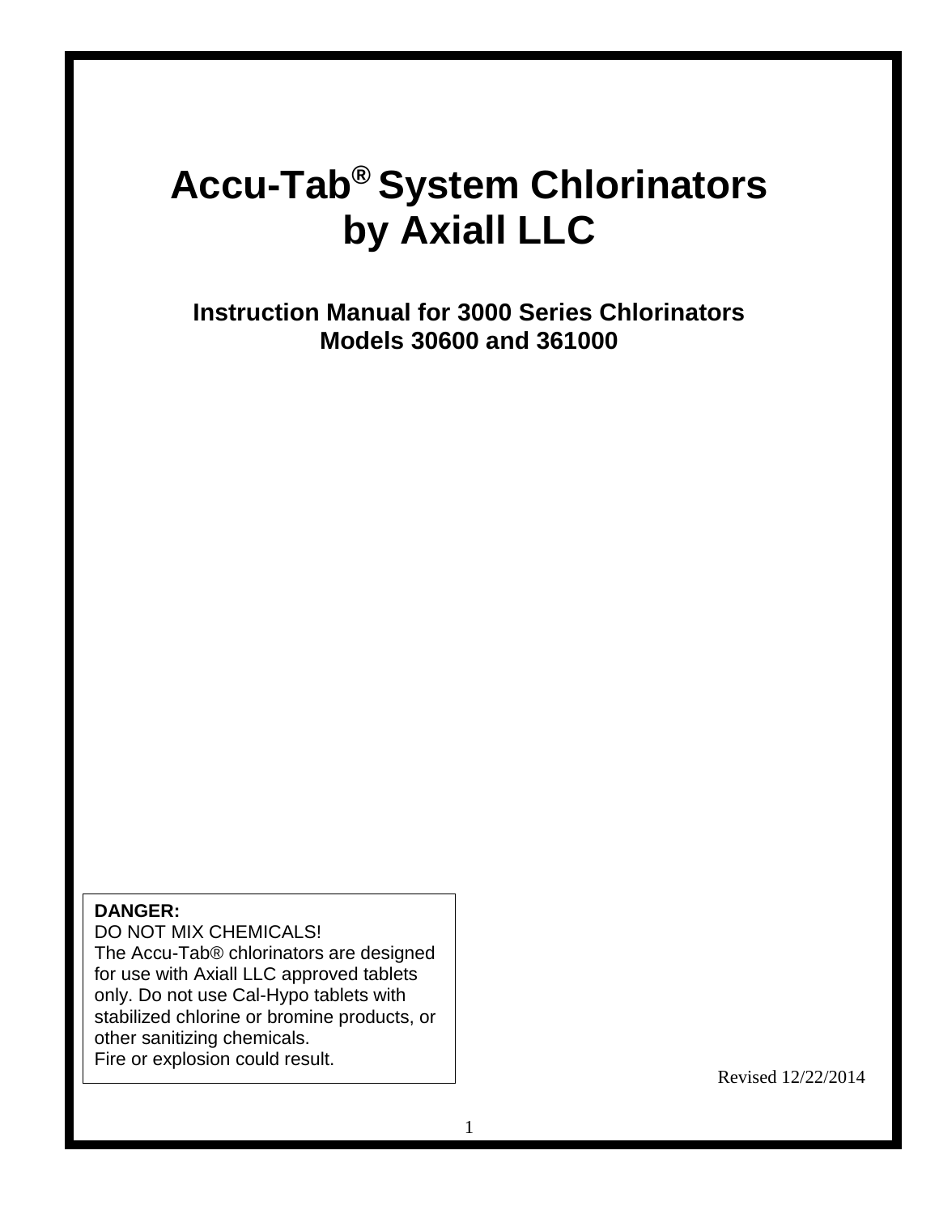# Accu-Tab® System Chlorinators by Axiall LLC

## Instruction Manual for 3000 Series Chlorinators Models 30600 and 361000

**DANGER:**
DO NOT MIX CHEMICALS!
The Accu-Tab® chlorinators are designed for use with Axiall LLC approved tablets only. Do not use Cal-Hypo tablets with stabilized chlorine or bromine products, or other sanitizing chemicals.
Fire or explosion could result.

Revised 12/22/2014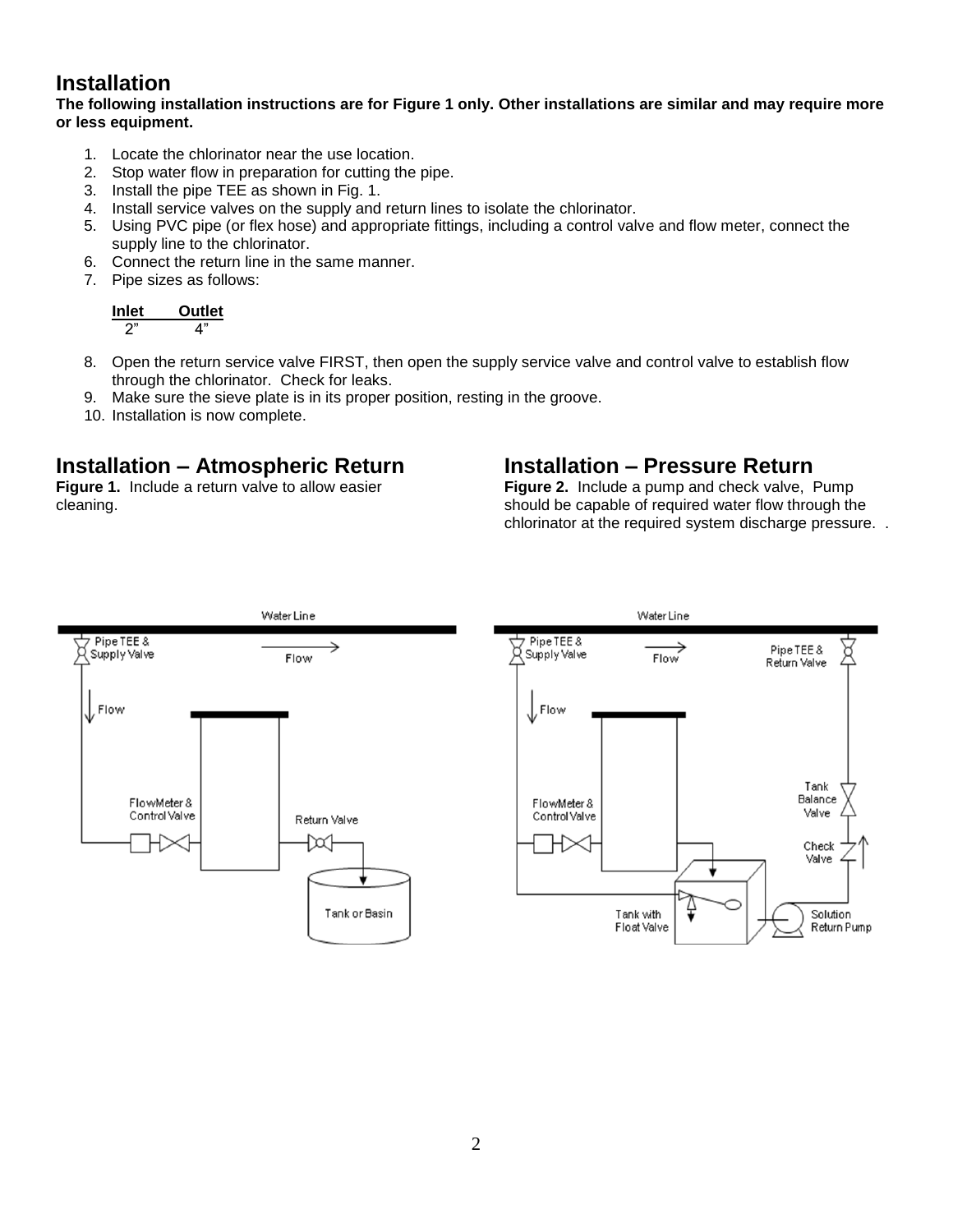# Installation

**The following installation instructions are for Figure 1 only. Other installations are similar and may require more or less equipment.**

1. Locate the chlorinator near the use location.
2. Stop water flow in preparation for cutting the pipe.
3. Install the pipe TEE as shown in Fig. 1.
4. Install service valves on the supply and return lines to isolate the chlorinator.
5. Using PVC pipe (or flex hose) and appropriate fittings, including a control valve and flow meter, connect the supply line to the chlorinator.
6. Connect the return line in the same manner.
7. Pipe sizes as follows:

| Inlet | Outlet |
|---|---|
| 2" | 4" |

8. Open the return service valve FIRST, then open the supply service valve and control valve to establish flow through the chlorinator. Check for leaks.
9. Make sure the sieve plate is in its proper position, resting in the groove.
10. Installation is now complete.

## Installation – Atmospheric Return

**Figure 1.** Include a return valve to allow easier cleaning.

## Installation – Pressure Return

**Figure 2.** Include a pump and check valve, Pump should be capable of required water flow through the chlorinator at the required system discharge pressure.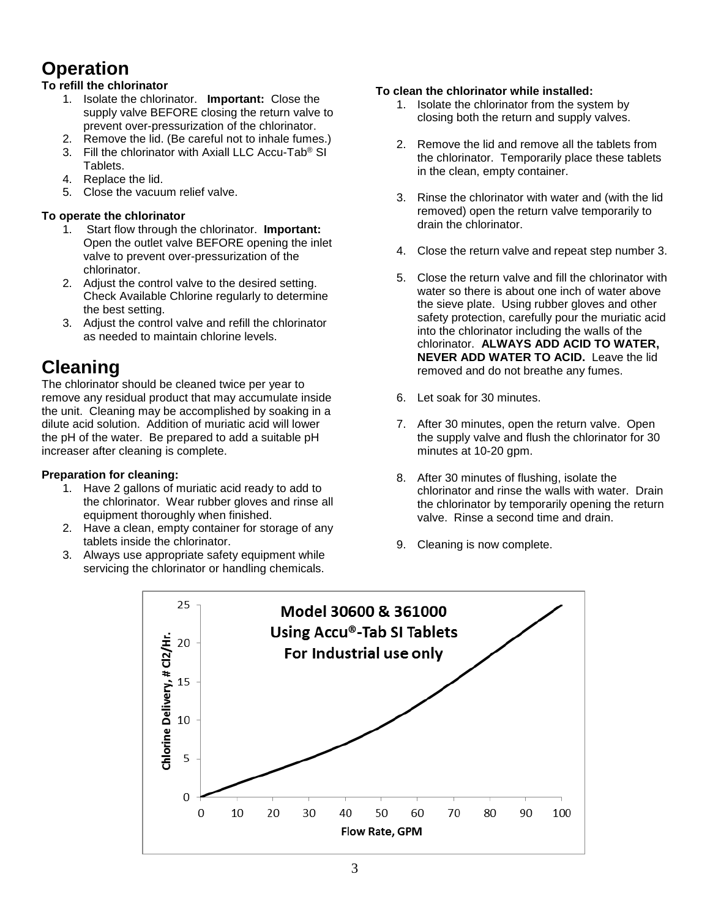# Operation

**To refill the chlorinator**

1. Isolate the chlorinator. **Important:** Close the supply valve BEFORE closing the return valve to prevent over-pressurization of the chlorinator.
2. Remove the lid. (Be careful not to inhale fumes.)
3. Fill the chlorinator with Axiall LLC Accu-Tab® SI Tablets.
4. Replace the lid.
5. Close the vacuum relief valve.

**To operate the chlorinator**

1. Start flow through the chlorinator. **Important:** Open the outlet valve BEFORE opening the inlet valve to prevent over-pressurization of the chlorinator.
2. Adjust the control valve to the desired setting. Check Available Chlorine regularly to determine the best setting.
3. Adjust the control valve and refill the chlorinator as needed to maintain chlorine levels.

# Cleaning

The chlorinator should be cleaned twice per year to remove any residual product that may accumulate inside the unit. Cleaning may be accomplished by soaking in a dilute acid solution. Addition of muriatic acid will lower the pH of the water. Be prepared to add a suitable pH increaser after cleaning is complete.

**Preparation for cleaning:**

1. Have 2 gallons of muriatic acid ready to add to the chlorinator. Wear rubber gloves and rinse all equipment thoroughly when finished.
2. Have a clean, empty container for storage of any tablets inside the chlorinator.
3. Always use appropriate safety equipment while servicing the chlorinator or handling chemicals.

**To clean the chlorinator while installed:**

1. Isolate the chlorinator from the system by closing both the return and supply valves.
2. Remove the lid and remove all the tablets from the chlorinator. Temporarily place these tablets in the clean, empty container.
3. Rinse the chlorinator with water and (with the lid removed) open the return valve temporarily to drain the chlorinator.
4. Close the return valve and repeat step number 3.
5. Close the return valve and fill the chlorinator with water so there is about one inch of water above the sieve plate. Using rubber gloves and other safety protection, carefully pour the muriatic acid into the chlorinator including the walls of the chlorinator. **ALWAYS ADD ACID TO WATER, NEVER ADD WATER TO ACID.** Leave the lid removed and do not breathe any fumes.
6. Let soak for 30 minutes.
7. After 30 minutes, open the return valve. Open the supply valve and flush the chlorinator for 30 minutes at 10-20 gpm.
8. After 30 minutes of flushing, isolate the chlorinator and rinse the walls with water. Drain the chlorinator by temporarily opening the return valve. Rinse a second time and drain.
9. Cleaning is now complete.

**Model 30600 & 361000**
**Using Accu®-Tab SI Tablets**
**For Industrial use only**

Chlorine Delivery, # Cl2/Hr. (y-axis: 0–25) vs. Flow Rate, GPM (x-axis: 0–100)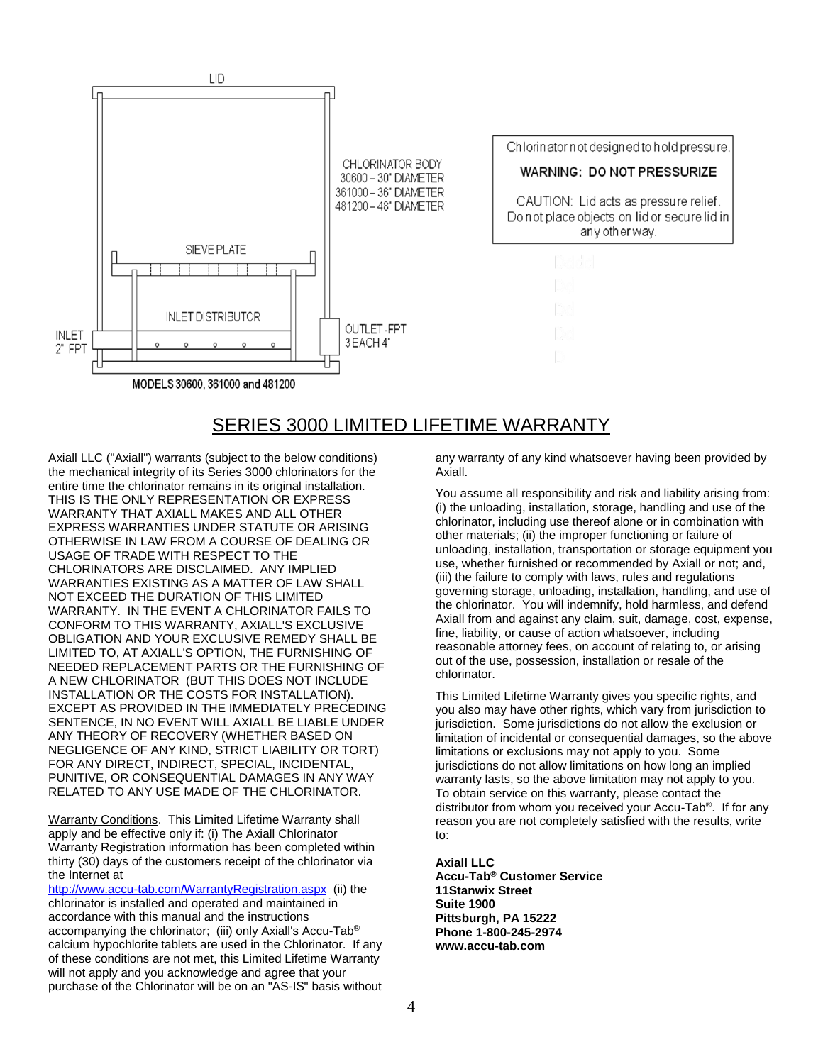LID

CHLORINATOR BODY
30600 – 30" DIAMETER
361000 – 36" DIAMETER
481200 – 48" DIAMETER

SIEVE PLATE

INLET DISTRIBUTOR

INLET
2" FPT

OUTLET-FPT
3 EACH 4"

MODELS 30600, 361000 and 481200

Chlorinator not designed to hold pressure.

**WARNING: DO NOT PRESSURIZE**

CAUTION: Lid acts as pressure relief. Do not place objects on lid or secure lid in any other way.

## SERIES 3000 LIMITED LIFETIME WARRANTY

Axiall LLC ("Axiall") warrants (subject to the below conditions) the mechanical integrity of its Series 3000 chlorinators for the entire time the chlorinator remains in its original installation. THIS IS THE ONLY REPRESENTATION OR EXPRESS WARRANTY THAT AXIALL MAKES AND ALL OTHER EXPRESS WARRANTIES UNDER STATUTE OR ARISING OTHERWISE IN LAW FROM A COURSE OF DEALING OR USAGE OF TRADE WITH RESPECT TO THE CHLORINATORS ARE DISCLAIMED. ANY IMPLIED WARRANTIES EXISTING AS A MATTER OF LAW SHALL NOT EXCEED THE DURATION OF THIS LIMITED WARRANTY. IN THE EVENT A CHLORINATOR FAILS TO CONFORM TO THIS WARRANTY, AXIALL'S EXCLUSIVE OBLIGATION AND YOUR EXCLUSIVE REMEDY SHALL BE LIMITED TO, AT AXIALL'S OPTION, THE FURNISHING OF NEEDED REPLACEMENT PARTS OR THE FURNISHING OF A NEW CHLORINATOR (BUT THIS DOES NOT INCLUDE INSTALLATION OR THE COSTS FOR INSTALLATION). EXCEPT AS PROVIDED IN THE IMMEDIATELY PRECEDING SENTENCE, IN NO EVENT WILL AXIALL BE LIABLE UNDER ANY THEORY OF RECOVERY (WHETHER BASED ON NEGLIGENCE OF ANY KIND, STRICT LIABILITY OR TORT) FOR ANY DIRECT, INDIRECT, SPECIAL, INCIDENTAL, PUNITIVE, OR CONSEQUENTIAL DAMAGES IN ANY WAY RELATED TO ANY USE MADE OF THE CHLORINATOR.

Warranty Conditions. This Limited Lifetime Warranty shall apply and be effective only if: (i) The Axiall Chlorinator Warranty Registration information has been completed within thirty (30) days of the customers receipt of the chlorinator via the Internet at http://www.accu-tab.com/WarrantyRegistration.aspx (ii) the chlorinator is installed and operated and maintained in accordance with this manual and the instructions accompanying the chlorinator; (iii) only Axiall's Accu-Tab® calcium hypochlorite tablets are used in the Chlorinator. If any of these conditions are not met, this Limited Lifetime Warranty will not apply and you acknowledge and agree that your purchase of the Chlorinator will be on an "AS-IS" basis without any warranty of any kind whatsoever having been provided by Axiall.

You assume all responsibility and risk and liability arising from: (i) the unloading, installation, storage, handling and use of the chlorinator, including use thereof alone or in combination with other materials; (ii) the improper functioning or failure of unloading, installation, transportation or storage equipment you use, whether furnished or recommended by Axiall or not; and, (iii) the failure to comply with laws, rules and regulations governing storage, unloading, installation, handling, and use of the chlorinator. You will indemnify, hold harmless, and defend Axiall from and against any claim, suit, damage, cost, expense, fine, liability, or cause of action whatsoever, including reasonable attorney fees, on account of relating to, or arising out of the use, possession, installation or resale of the chlorinator.

This Limited Lifetime Warranty gives you specific rights, and you also may have other rights, which vary from jurisdiction to jurisdiction. Some jurisdictions do not allow the exclusion or limitation of incidental or consequential damages, so the above limitations or exclusions may not apply to you. Some jurisdictions do not allow limitations on how long an implied warranty lasts, so the above limitation may not apply to you. To obtain service on this warranty, please contact the distributor from whom you received your Accu-Tab®. If for any reason you are not completely satisfied with the results, write to:

**Axiall LLC**
**Accu-Tab® Customer Service**
**11Stanwix Street**
**Suite 1900**
**Pittsburgh, PA 15222**
**Phone 1-800-245-2974**
**www.accu-tab.com**